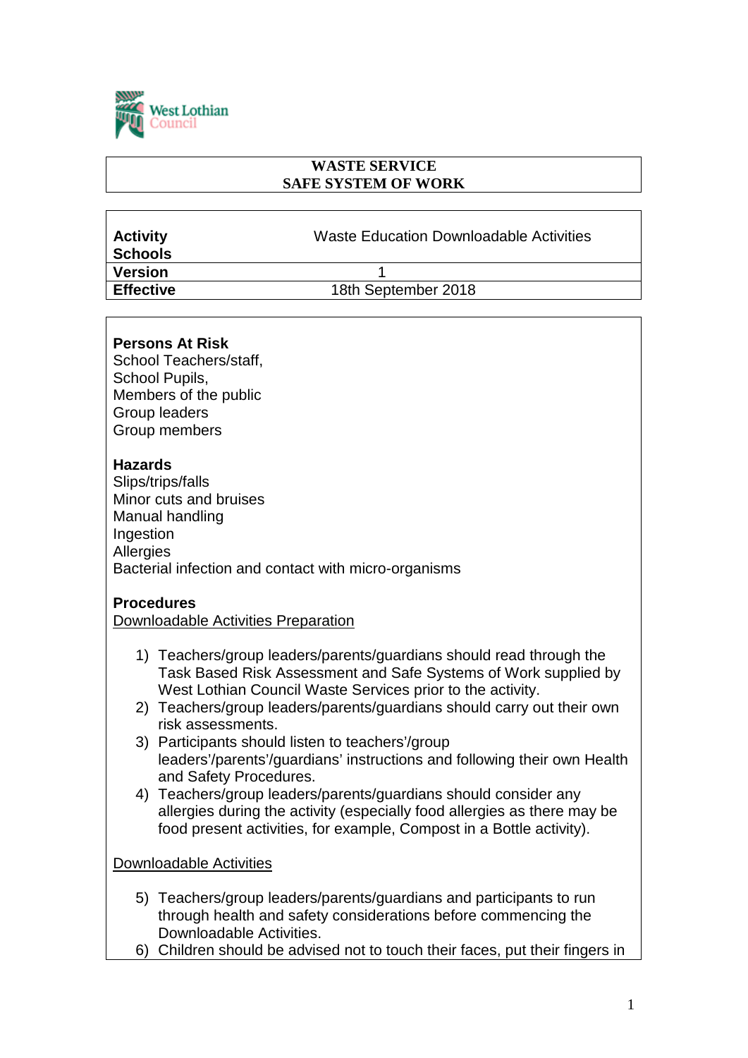West Lothian Council

**WASTE SERVICE**
**SAFE SYSTEM OF WORK**

| | |
|---|---|
| **Activity Schools** | Waste Education Downloadable Activities |
| **Version** | 1 |
| **Effective** | 18th September 2018 |

**Persons At Risk**
School Teachers/staff,
School Pupils,
Members of the public
Group leaders
Group members

**Hazards**
Slips/trips/falls
Minor cuts and bruises
Manual handling
Ingestion
Allergies
Bacterial infection and contact with micro-organisms

**Procedures**
Downloadable Activities Preparation

1) Teachers/group leaders/parents/guardians should read through the Task Based Risk Assessment and Safe Systems of Work supplied by West Lothian Council Waste Services prior to the activity.
2) Teachers/group leaders/parents/guardians should carry out their own risk assessments.
3) Participants should listen to teachers'/group leaders'/parents'/guardians' instructions and following their own Health and Safety Procedures.
4) Teachers/group leaders/parents/guardians should consider any allergies during the activity (especially food allergies as there may be food present activities, for example, Compost in a Bottle activity).

Downloadable Activities

5) Teachers/group leaders/parents/guardians and participants to run through health and safety considerations before commencing the Downloadable Activities.
6) Children should be advised not to touch their faces, put their fingers in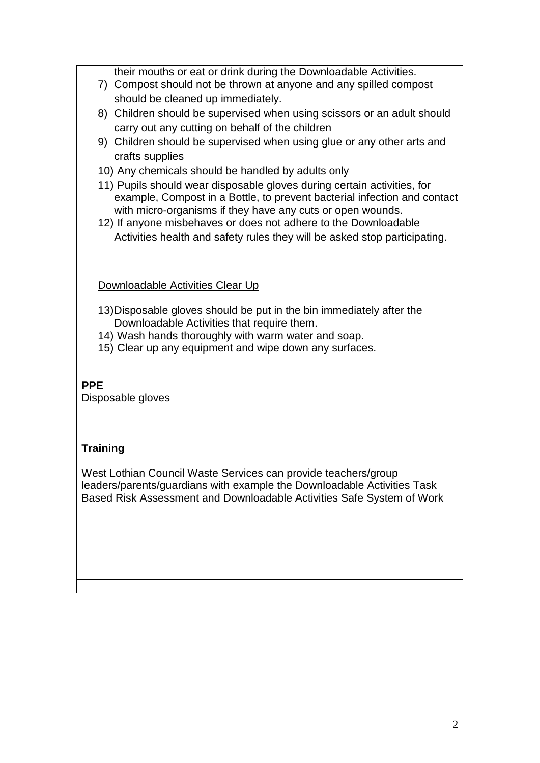their mouths or eat or drink during the Downloadable Activities.

7) Compost should not be thrown at anyone and any spilled compost should be cleaned up immediately.
8) Children should be supervised when using scissors or an adult should carry out any cutting on behalf of the children
9) Children should be supervised when using glue or any other arts and crafts supplies
10) Any chemicals should be handled by adults only
11) Pupils should wear disposable gloves during certain activities, for example, Compost in a Bottle, to prevent bacterial infection and contact with micro-organisms if they have any cuts or open wounds.
12) If anyone misbehaves or does not adhere to the Downloadable Activities health and safety rules they will be asked stop participating.

<u>Downloadable Activities Clear Up</u>

13) Disposable gloves should be put in the bin immediately after the Downloadable Activities that require them.
14) Wash hands thoroughly with warm water and soap.
15) Clear up any equipment and wipe down any surfaces.

**PPE**

Disposable gloves

**Training**

West Lothian Council Waste Services can provide teachers/group leaders/parents/guardians with example the Downloadable Activities Task Based Risk Assessment and Downloadable Activities Safe System of Work